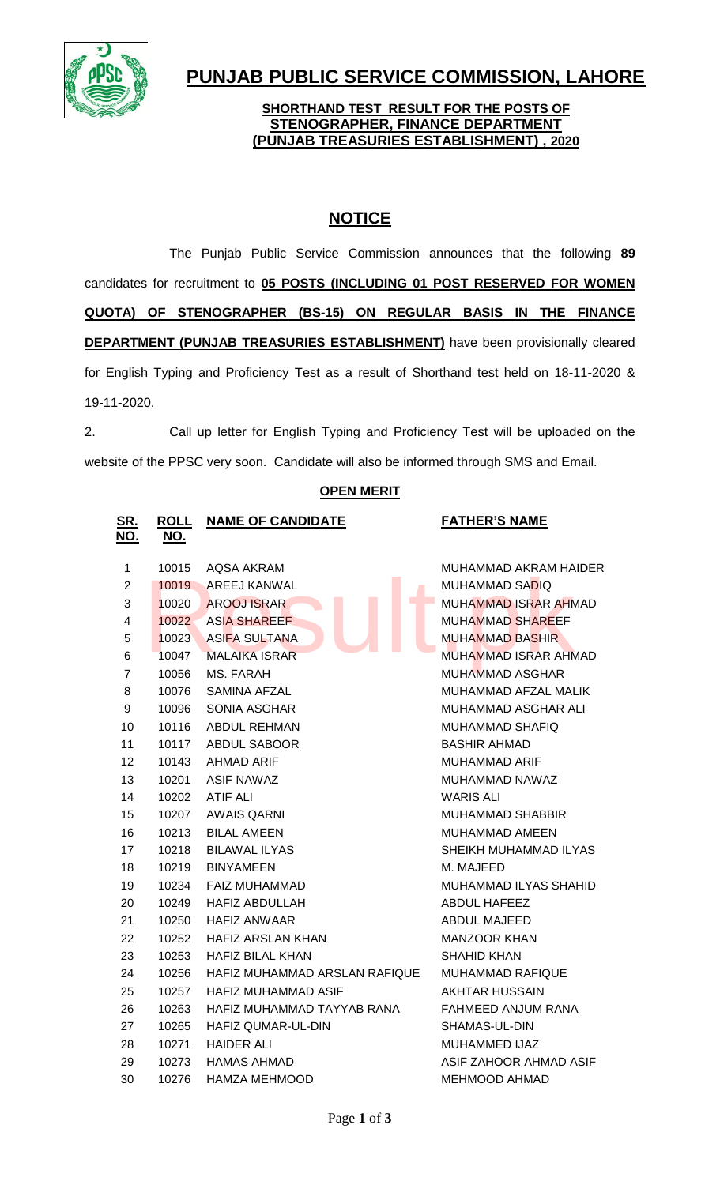# PUNJAB PUBLIC SERVICE COMMISSION, LAHORE

**SHORTHAND TEST RESULT FOR THE POSTS OF STENOGRAPHER, FINANCE DEPARTMENT (PUNJAB TREASURIES ESTABLISHMENT) , 2020**

## NOTICE

The Punjab Public Service Commission announces that the following **89** candidates for recruitment to **05 POSTS (INCLUDING 01 POST RESERVED FOR WOMEN QUOTA) OF STENOGRAPHER (BS-15) ON REGULAR BASIS IN THE FINANCE DEPARTMENT (PUNJAB TREASURIES ESTABLISHMENT)** have been provisionally cleared for English Typing and Proficiency Test as a result of Shorthand test held on 18-11-2020 & 19-11-2020.

2. Call up letter for English Typing and Proficiency Test will be uploaded on the website of the PPSC very soon. Candidate will also be informed through SMS and Email.

**OPEN MERIT**

| SR. NO. | ROLL NO. | NAME OF CANDIDATE | FATHER'S NAME |
|---|---|---|---|
| 1 | 10015 | AQSA AKRAM | MUHAMMAD AKRAM HAIDER |
| 2 | 10019 | AREEJ KANWAL | MUHAMMAD SADIQ |
| 3 | 10020 | AROOJ ISRAR | MUHAMMAD ISRAR AHMAD |
| 4 | 10022 | ASIA SHAREEF | MUHAMMAD SHAREEF |
| 5 | 10023 | ASIFA SULTANA | MUHAMMAD BASHIR |
| 6 | 10047 | MALAIKA ISRAR | MUHAMMAD ISRAR AHMAD |
| 7 | 10056 | MS. FARAH | MUHAMMAD ASGHAR |
| 8 | 10076 | SAMINA AFZAL | MUHAMMAD AFZAL MALIK |
| 9 | 10096 | SONIA ASGHAR | MUHAMMAD ASGHAR ALI |
| 10 | 10116 | ABDUL REHMAN | MUHAMMAD SHAFIQ |
| 11 | 10117 | ABDUL SABOOR | BASHIR AHMAD |
| 12 | 10143 | AHMAD ARIF | MUHAMMAD ARIF |
| 13 | 10201 | ASIF NAWAZ | MUHAMMAD NAWAZ |
| 14 | 10202 | ATIF ALI | WARIS ALI |
| 15 | 10207 | AWAIS QARNI | MUHAMMAD SHABBIR |
| 16 | 10213 | BILAL AMEEN | MUHAMMAD AMEEN |
| 17 | 10218 | BILAWAL ILYAS | SHEIKH MUHAMMAD ILYAS |
| 18 | 10219 | BINYAMEEN | M. MAJEED |
| 19 | 10234 | FAIZ MUHAMMAD | MUHAMMAD ILYAS SHAHID |
| 20 | 10249 | HAFIZ ABDULLAH | ABDUL HAFEEZ |
| 21 | 10250 | HAFIZ ANWAAR | ABDUL MAJEED |
| 22 | 10252 | HAFIZ ARSLAN KHAN | MANZOOR KHAN |
| 23 | 10253 | HAFIZ BILAL KHAN | SHAHID KHAN |
| 24 | 10256 | HAFIZ MUHAMMAD ARSLAN RAFIQUE | MUHAMMAD RAFIQUE |
| 25 | 10257 | HAFIZ MUHAMMAD ASIF | AKHTAR HUSSAIN |
| 26 | 10263 | HAFIZ MUHAMMAD TAYYAB RANA | FAHMEED ANJUM RANA |
| 27 | 10265 | HAFIZ QUMAR-UL-DIN | SHAMAS-UL-DIN |
| 28 | 10271 | HAIDER ALI | MUHAMMED IJAZ |
| 29 | 10273 | HAMAS AHMAD | ASIF ZAHOOR AHMAD ASIF |
| 30 | 10276 | HAMZA MEHMOOD | MEHMOOD AHMAD |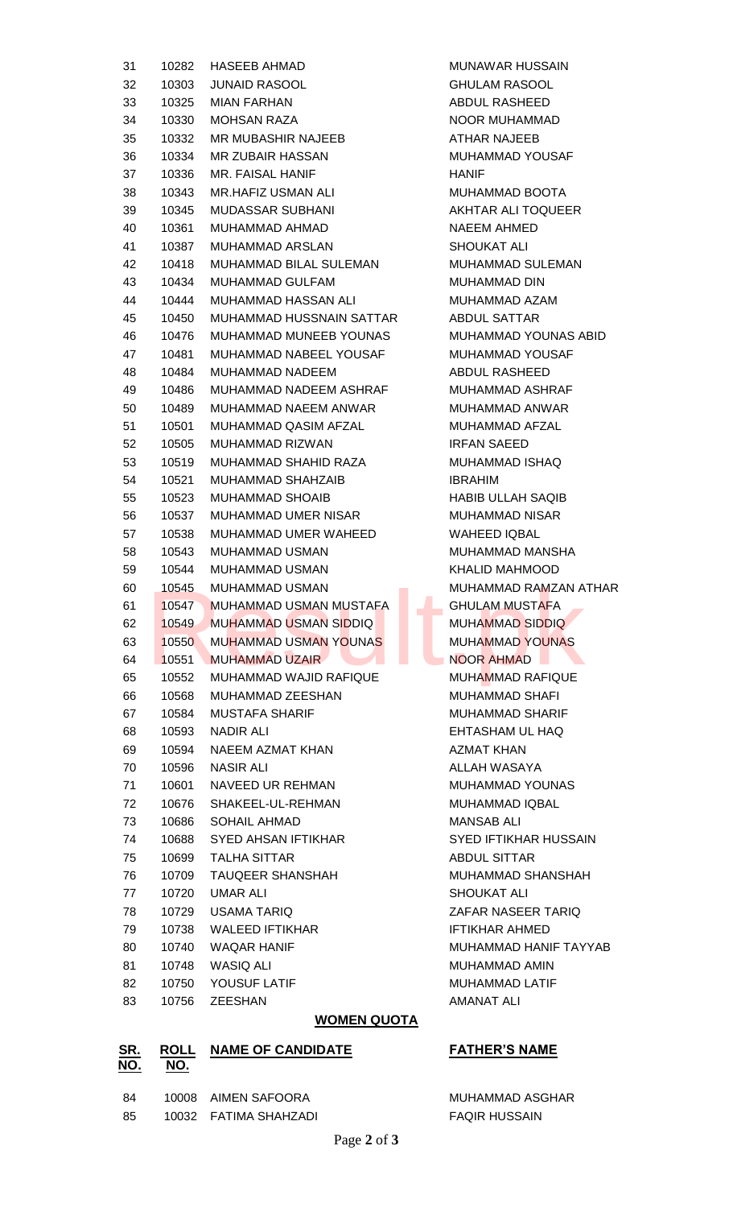| | | | |
|---|---|---|---|
| 31 | 10282 | HASEEB AHMAD | MUNAWAR HUSSAIN |
| 32 | 10303 | JUNAID RASOOL | GHULAM RASOOL |
| 33 | 10325 | MIAN FARHAN | ABDUL RASHEED |
| 34 | 10330 | MOHSAN RAZA | NOOR MUHAMMAD |
| 35 | 10332 | MR MUBASHIR NAJEEB | ATHAR NAJEEB |
| 36 | 10334 | MR ZUBAIR HASSAN | MUHAMMAD YOUSAF |
| 37 | 10336 | MR. FAISAL HANIF | HANIF |
| 38 | 10343 | MR.HAFIZ USMAN ALI | MUHAMMAD BOOTA |
| 39 | 10345 | MUDASSAR SUBHANI | AKHTAR ALI TOQUEER |
| 40 | 10361 | MUHAMMAD AHMAD | NAEEM AHMED |
| 41 | 10387 | MUHAMMAD ARSLAN | SHOUKAT ALI |
| 42 | 10418 | MUHAMMAD BILAL SULEMAN | MUHAMMAD SULEMAN |
| 43 | 10434 | MUHAMMAD GULFAM | MUHAMMAD DIN |
| 44 | 10444 | MUHAMMAD HASSAN ALI | MUHAMMAD AZAM |
| 45 | 10450 | MUHAMMAD HUSSNAIN SATTAR | ABDUL SATTAR |
| 46 | 10476 | MUHAMMAD MUNEEB YOUNAS | MUHAMMAD YOUNAS ABID |
| 47 | 10481 | MUHAMMAD NABEEL YOUSAF | MUHAMMAD YOUSAF |
| 48 | 10484 | MUHAMMAD NADEEM | ABDUL RASHEED |
| 49 | 10486 | MUHAMMAD NADEEM ASHRAF | MUHAMMAD ASHRAF |
| 50 | 10489 | MUHAMMAD NAEEM ANWAR | MUHAMMAD ANWAR |
| 51 | 10501 | MUHAMMAD QASIM AFZAL | MUHAMMAD AFZAL |
| 52 | 10505 | MUHAMMAD RIZWAN | IRFAN SAEED |
| 53 | 10519 | MUHAMMAD SHAHID RAZA | MUHAMMAD ISHAQ |
| 54 | 10521 | MUHAMMAD SHAHZAIB | IBRAHIM |
| 55 | 10523 | MUHAMMAD SHOAIB | HABIB ULLAH SAQIB |
| 56 | 10537 | MUHAMMAD UMER NISAR | MUHAMMAD NISAR |
| 57 | 10538 | MUHAMMAD UMER WAHEED | WAHEED IQBAL |
| 58 | 10543 | MUHAMMAD USMAN | MUHAMMAD MANSHA |
| 59 | 10544 | MUHAMMAD USMAN | KHALID MAHMOOD |
| 60 | 10545 | MUHAMMAD USMAN | MUHAMMAD RAMZAN ATHAR |
| 61 | 10547 | MUHAMMAD USMAN MUSTAFA | GHULAM MUSTAFA |
| 62 | 10549 | MUHAMMAD USMAN SIDDIQ | MUHAMMAD SIDDIQ |
| 63 | 10550 | MUHAMMAD USMAN YOUNAS | MUHAMMAD YOUNAS |
| 64 | 10551 | MUHAMMAD UZAIR | NOOR AHMAD |
| 65 | 10552 | MUHAMMAD WAJID RAFIQUE | MUHAMMAD RAFIQUE |
| 66 | 10568 | MUHAMMAD ZEESHAN | MUHAMMAD SHAFI |
| 67 | 10584 | MUSTAFA SHARIF | MUHAMMAD SHARIF |
| 68 | 10593 | NADIR ALI | EHTASHAM UL HAQ |
| 69 | 10594 | NAEEM AZMAT KHAN | AZMAT KHAN |
| 70 | 10596 | NASIR ALI | ALLAH WASAYA |
| 71 | 10601 | NAVEED UR REHMAN | MUHAMMAD YOUNAS |
| 72 | 10676 | SHAKEEL-UL-REHMAN | MUHAMMAD IQBAL |
| 73 | 10686 | SOHAIL AHMAD | MANSAB ALI |
| 74 | 10688 | SYED AHSAN IFTIKHAR | SYED IFTIKHAR HUSSAIN |
| 75 | 10699 | TALHA SITTAR | ABDUL SITTAR |
| 76 | 10709 | TAUQEER SHANSHAH | MUHAMMAD SHANSHAH |
| 77 | 10720 | UMAR ALI | SHOUKAT ALI |
| 78 | 10729 | USAMA TARIQ | ZAFAR NASEER TARIQ |
| 79 | 10738 | WALEED IFTIKHAR | IFTIKHAR AHMED |
| 80 | 10740 | WAQAR HANIF | MUHAMMAD HANIF TAYYAB |
| 81 | 10748 | WASIQ ALI | MUHAMMAD AMIN |
| 82 | 10750 | YOUSUF LATIF | MUHAMMAD LATIF |
| 83 | 10756 | ZEESHAN | AMANAT ALI |

**WOMEN QUOTA**

| SR. NO. | ROLL NO. | NAME OF CANDIDATE | FATHER'S NAME |
|---|---|---|---|
| 84 | 10008 | AIMEN SAFOORA | MUHAMMAD ASGHAR |
| 85 | 10032 | FATIMA SHAHZADI | FAQIR HUSSAIN |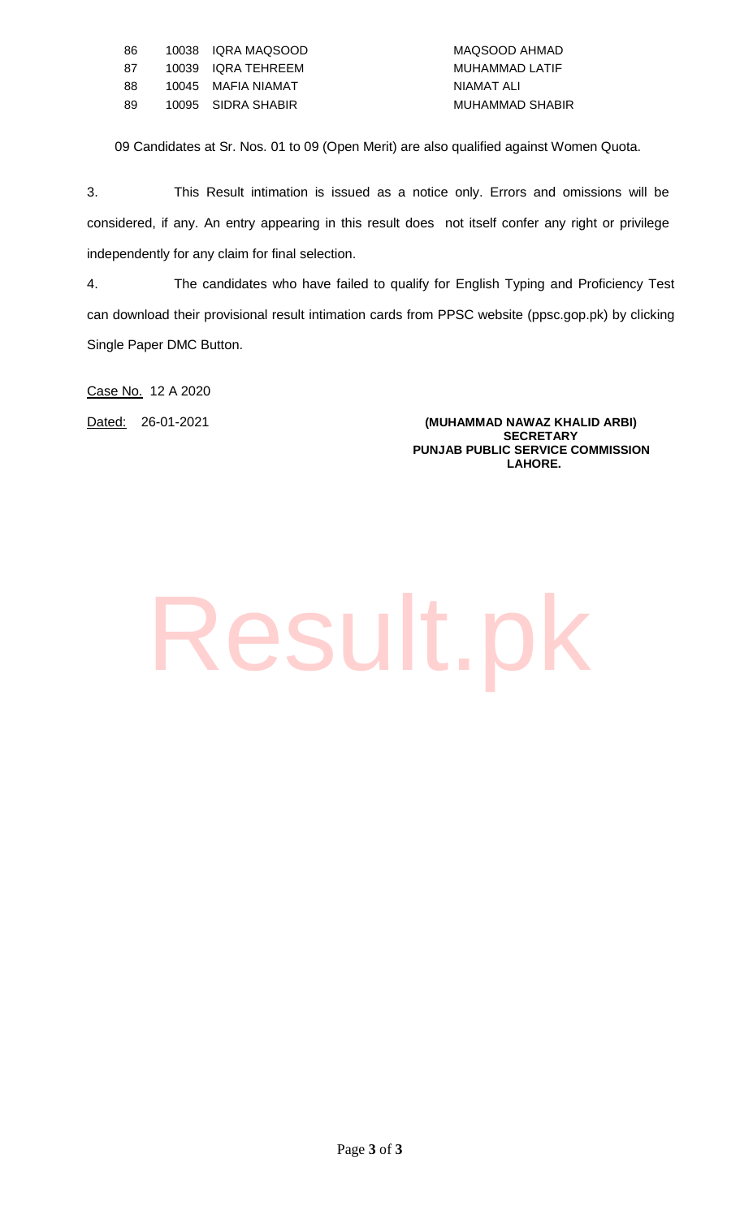| | | | |
|---|---|---|---|
| 86 | 10038 | IQRA MAQSOOD | MAQSOOD AHMAD |
| 87 | 10039 | IQRA TEHREEM | MUHAMMAD LATIF |
| 88 | 10045 | MAFIA NIAMAT | NIAMAT ALI |
| 89 | 10095 | SIDRA SHABIR | MUHAMMAD SHABIR |

09 Candidates at Sr. Nos. 01 to 09 (Open Merit) are also qualified against Women Quota.

3. This Result intimation is issued as a notice only. Errors and omissions will be considered, if any. An entry appearing in this result does not itself confer any right or privilege independently for any claim for final selection.

4. The candidates who have failed to qualify for English Typing and Proficiency Test can download their provisional result intimation cards from PPSC website (ppsc.gop.pk) by clicking Single Paper DMC Button.

Case No. 12 A 2020

Dated: 26-01-2021

**(MUHAMMAD NAWAZ KHALID ARBI)**
**SECRETARY**
**PUNJAB PUBLIC SERVICE COMMISSION**
**LAHORE.**

Result.pk